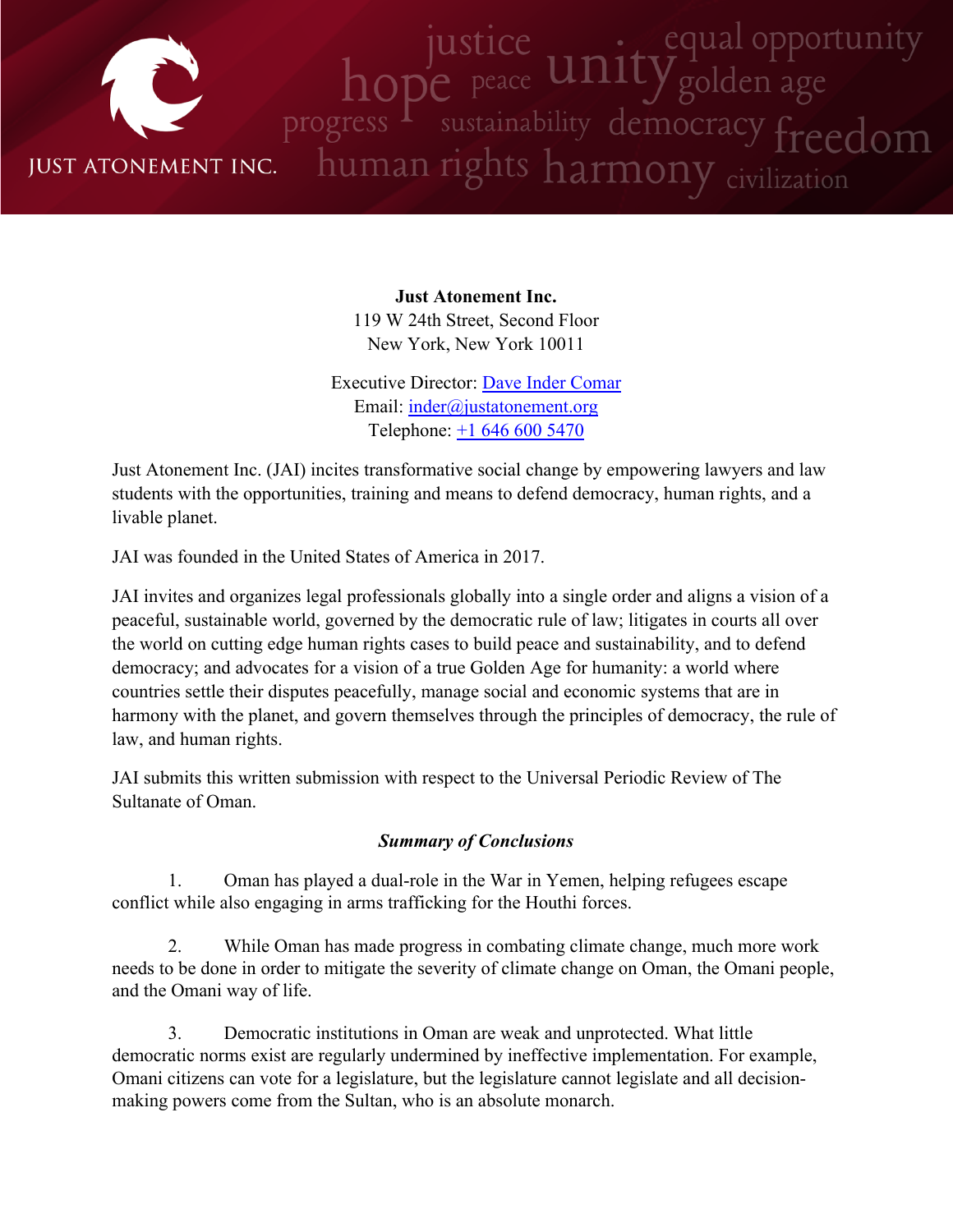JUST ATONEMENT INC.

justice hope peace unity equal opportunity golden age progress sustainability democracy freedom human rights harmony civilization

**Just Atonement Inc.**
119 W 24th Street, Second Floor
New York, New York 10011

Executive Director: [Dave Inder Comar]
Email: [inder@justatonement.org]
Telephone: [+1 646 600 5470]

Just Atonement Inc. (JAI) incites transformative social change by empowering lawyers and law students with the opportunities, training and means to defend democracy, human rights, and a livable planet.

JAI was founded in the United States of America in 2017.

JAI invites and organizes legal professionals globally into a single order and aligns a vision of a peaceful, sustainable world, governed by the democratic rule of law; litigates in courts all over the world on cutting edge human rights cases to build peace and sustainability, and to defend democracy; and advocates for a vision of a true Golden Age for humanity: a world where countries settle their disputes peacefully, manage social and economic systems that are in harmony with the planet, and govern themselves through the principles of democracy, the rule of law, and human rights.

JAI submits this written submission with respect to the Universal Periodic Review of The Sultanate of Oman.

***Summary of Conclusions***

1. Oman has played a dual-role in the War in Yemen, helping refugees escape conflict while also engaging in arms trafficking for the Houthi forces.

2. While Oman has made progress in combating climate change, much more work needs to be done in order to mitigate the severity of climate change on Oman, the Omani people, and the Omani way of life.

3. Democratic institutions in Oman are weak and unprotected. What little democratic norms exist are regularly undermined by ineffective implementation. For example, Omani citizens can vote for a legislature, but the legislature cannot legislate and all decision-making powers come from the Sultan, who is an absolute monarch.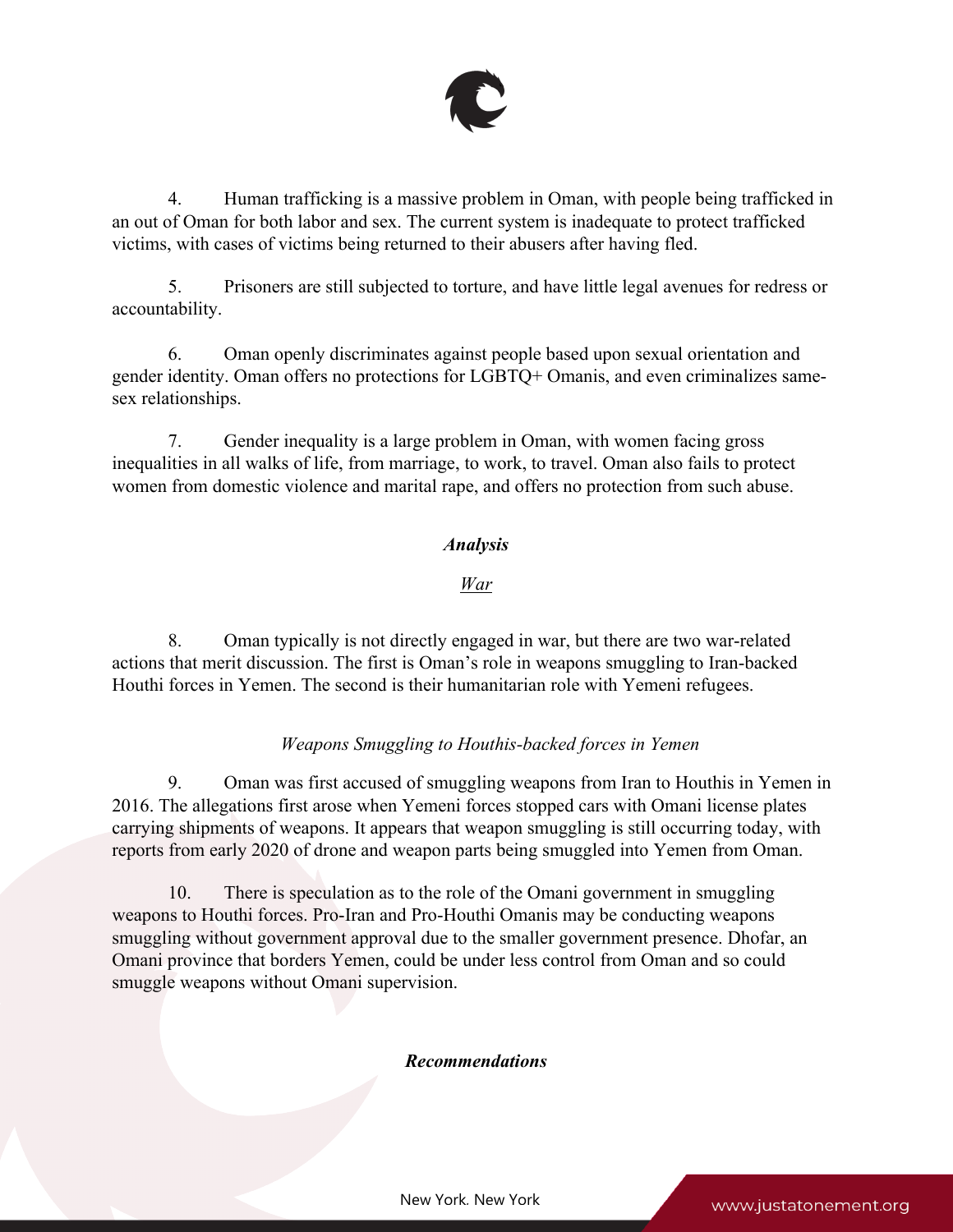4. Human trafficking is a massive problem in Oman, with people being trafficked in an out of Oman for both labor and sex. The current system is inadequate to protect trafficked victims, with cases of victims being returned to their abusers after having fled.

5. Prisoners are still subjected to torture, and have little legal avenues for redress or accountability.

6. Oman openly discriminates against people based upon sexual orientation and gender identity. Oman offers no protections for LGBTQ+ Omanis, and even criminalizes same-sex relationships.

7. Gender inequality is a large problem in Oman, with women facing gross inequalities in all walks of life, from marriage, to work, to travel. Oman also fails to protect women from domestic violence and marital rape, and offers no protection from such abuse.

## *Analysis*

### *War*

8. Oman typically is not directly engaged in war, but there are two war-related actions that merit discussion. The first is Oman's role in weapons smuggling to Iran-backed Houthi forces in Yemen. The second is their humanitarian role with Yemeni refugees.

#### *Weapons Smuggling to Houthis-backed forces in Yemen*

9. Oman was first accused of smuggling weapons from Iran to Houthis in Yemen in 2016. The allegations first arose when Yemeni forces stopped cars with Omani license plates carrying shipments of weapons. It appears that weapon smuggling is still occurring today, with reports from early 2020 of drone and weapon parts being smuggled into Yemen from Oman.

10. There is speculation as to the role of the Omani government in smuggling weapons to Houthi forces. Pro-Iran and Pro-Houthi Omanis may be conducting weapons smuggling without government approval due to the smaller government presence. Dhofar, an Omani province that borders Yemen, could be under less control from Oman and so could smuggle weapons without Omani supervision.

## *Recommendations*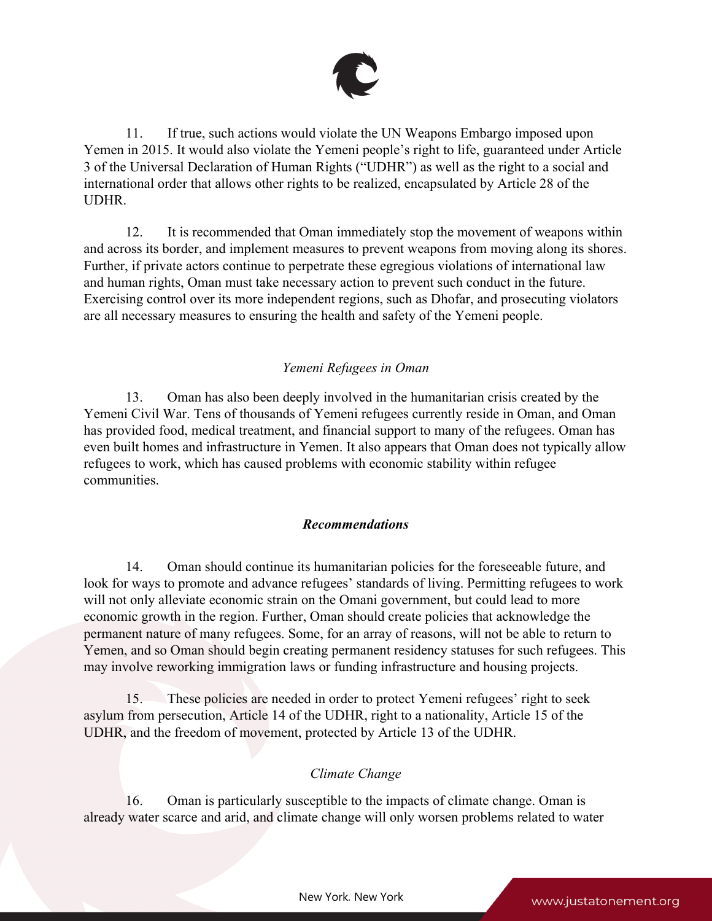11. If true, such actions would violate the UN Weapons Embargo imposed upon Yemen in 2015. It would also violate the Yemeni people's right to life, guaranteed under Article 3 of the Universal Declaration of Human Rights ("UDHR") as well as the right to a social and international order that allows other rights to be realized, encapsulated by Article 28 of the UDHR.

12. It is recommended that Oman immediately stop the movement of weapons within and across its border, and implement measures to prevent weapons from moving along its shores. Further, if private actors continue to perpetrate these egregious violations of international law and human rights, Oman must take necessary action to prevent such conduct in the future. Exercising control over its more independent regions, such as Dhofar, and prosecuting violators are all necessary measures to ensuring the health and safety of the Yemeni people.

*Yemeni Refugees in Oman*

13. Oman has also been deeply involved in the humanitarian crisis created by the Yemeni Civil War. Tens of thousands of Yemeni refugees currently reside in Oman, and Oman has provided food, medical treatment, and financial support to many of the refugees. Oman has even built homes and infrastructure in Yemen. It also appears that Oman does not typically allow refugees to work, which has caused problems with economic stability within refugee communities.

***Recommendations***

14. Oman should continue its humanitarian policies for the foreseeable future, and look for ways to promote and advance refugees' standards of living. Permitting refugees to work will not only alleviate economic strain on the Omani government, but could lead to more economic growth in the region. Further, Oman should create policies that acknowledge the permanent nature of many refugees. Some, for an array of reasons, will not be able to return to Yemen, and so Oman should begin creating permanent residency statuses for such refugees. This may involve reworking immigration laws or funding infrastructure and housing projects.

15. These policies are needed in order to protect Yemeni refugees' right to seek asylum from persecution, Article 14 of the UDHR, right to a nationality, Article 15 of the UDHR, and the freedom of movement, protected by Article 13 of the UDHR.

*Climate Change*

16. Oman is particularly susceptible to the impacts of climate change. Oman is already water scarce and arid, and climate change will only worsen problems related to water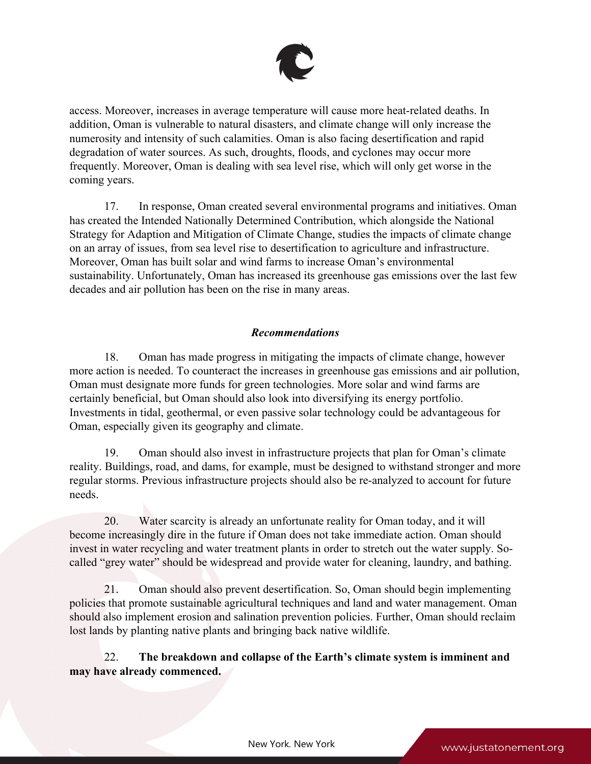access. Moreover, increases in average temperature will cause more heat-related deaths. In addition, Oman is vulnerable to natural disasters, and climate change will only increase the numerosity and intensity of such calamities. Oman is also facing desertification and rapid degradation of water sources. As such, droughts, floods, and cyclones may occur more frequently. Moreover, Oman is dealing with sea level rise, which will only get worse in the coming years.

17. In response, Oman created several environmental programs and initiatives. Oman has created the Intended Nationally Determined Contribution, which alongside the National Strategy for Adaption and Mitigation of Climate Change, studies the impacts of climate change on an array of issues, from sea level rise to desertification to agriculture and infrastructure. Moreover, Oman has built solar and wind farms to increase Oman's environmental sustainability. Unfortunately, Oman has increased its greenhouse gas emissions over the last few decades and air pollution has been on the rise in many areas.

### *Recommendations*

18. Oman has made progress in mitigating the impacts of climate change, however more action is needed. To counteract the increases in greenhouse gas emissions and air pollution, Oman must designate more funds for green technologies. More solar and wind farms are certainly beneficial, but Oman should also look into diversifying its energy portfolio. Investments in tidal, geothermal, or even passive solar technology could be advantageous for Oman, especially given its geography and climate.

19. Oman should also invest in infrastructure projects that plan for Oman's climate reality. Buildings, road, and dams, for example, must be designed to withstand stronger and more regular storms. Previous infrastructure projects should also be re-analyzed to account for future needs.

20. Water scarcity is already an unfortunate reality for Oman today, and it will become increasingly dire in the future if Oman does not take immediate action. Oman should invest in water recycling and water treatment plants in order to stretch out the water supply. So-called "grey water" should be widespread and provide water for cleaning, laundry, and bathing.

21. Oman should also prevent desertification. So, Oman should begin implementing policies that promote sustainable agricultural techniques and land and water management. Oman should also implement erosion and salination prevention policies. Further, Oman should reclaim lost lands by planting native plants and bringing back native wildlife.

22. **The breakdown and collapse of the Earth's climate system is imminent and may have already commenced.**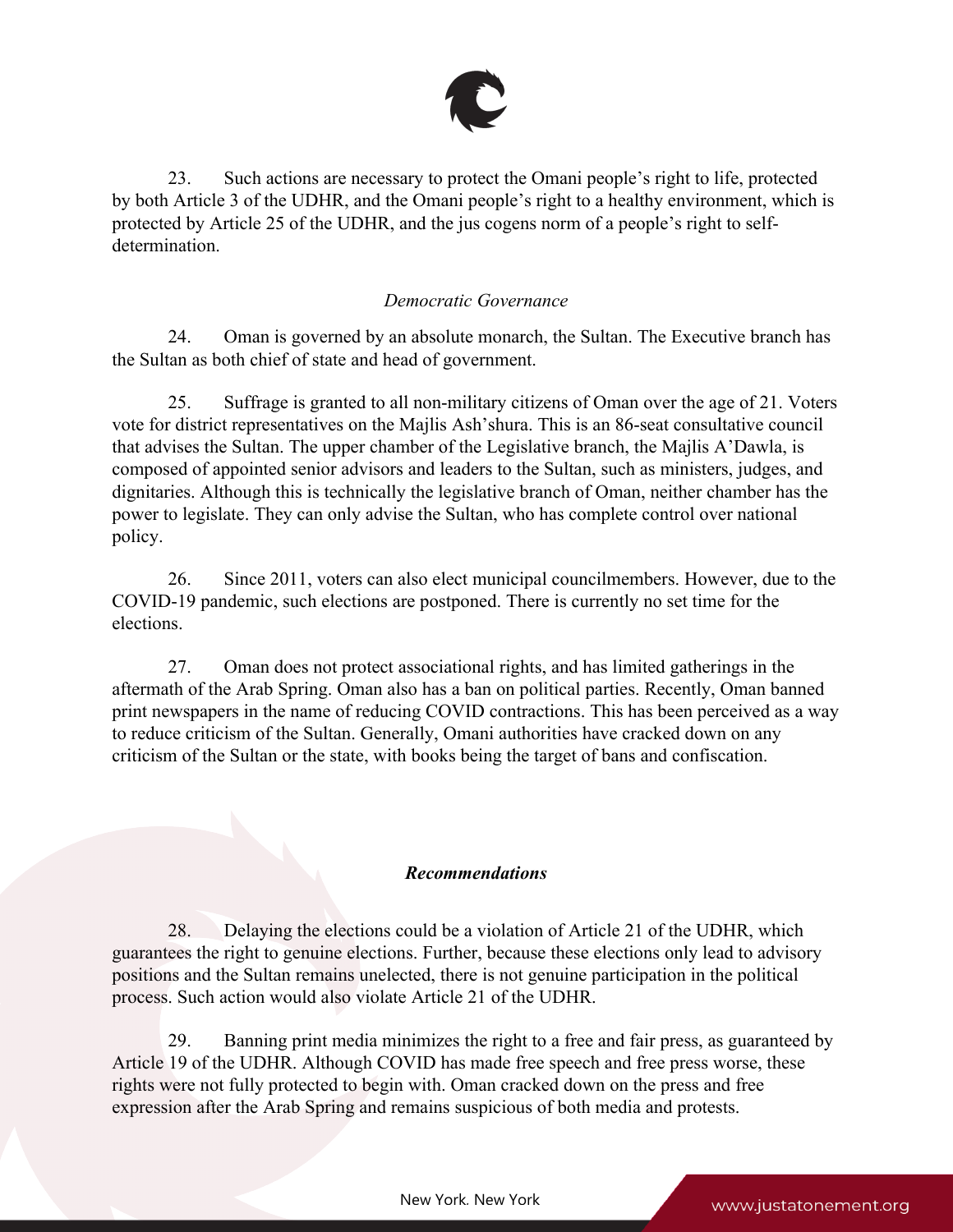23. Such actions are necessary to protect the Omani people's right to life, protected by both Article 3 of the UDHR, and the Omani people's right to a healthy environment, which is protected by Article 25 of the UDHR, and the jus cogens norm of a people's right to self-determination.

*Democratic Governance*

24. Oman is governed by an absolute monarch, the Sultan. The Executive branch has the Sultan as both chief of state and head of government.

25. Suffrage is granted to all non-military citizens of Oman over the age of 21. Voters vote for district representatives on the Majlis Ash'shura. This is an 86-seat consultative council that advises the Sultan. The upper chamber of the Legislative branch, the Majlis A'Dawla, is composed of appointed senior advisors and leaders to the Sultan, such as ministers, judges, and dignitaries. Although this is technically the legislative branch of Oman, neither chamber has the power to legislate. They can only advise the Sultan, who has complete control over national policy.

26. Since 2011, voters can also elect municipal councilmembers. However, due to the COVID-19 pandemic, such elections are postponed. There is currently no set time for the elections.

27. Oman does not protect associational rights, and has limited gatherings in the aftermath of the Arab Spring. Oman also has a ban on political parties. Recently, Oman banned print newspapers in the name of reducing COVID contractions. This has been perceived as a way to reduce criticism of the Sultan. Generally, Omani authorities have cracked down on any criticism of the Sultan or the state, with books being the target of bans and confiscation.

***Recommendations***

28. Delaying the elections could be a violation of Article 21 of the UDHR, which guarantees the right to genuine elections. Further, because these elections only lead to advisory positions and the Sultan remains unelected, there is not genuine participation in the political process. Such action would also violate Article 21 of the UDHR.

29. Banning print media minimizes the right to a free and fair press, as guaranteed by Article 19 of the UDHR. Although COVID has made free speech and free press worse, these rights were not fully protected to begin with. Oman cracked down on the press and free expression after the Arab Spring and remains suspicious of both media and protests.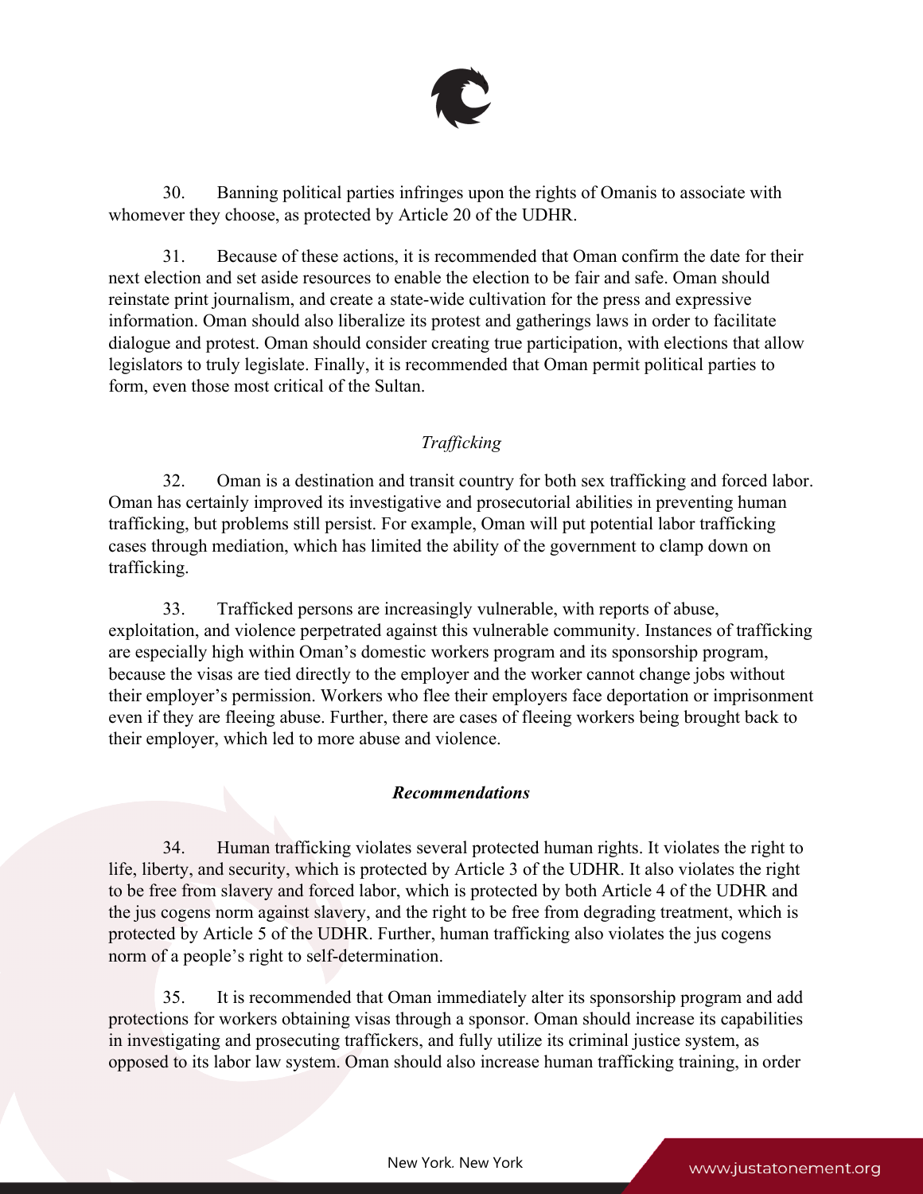30. Banning political parties infringes upon the rights of Omanis to associate with whomever they choose, as protected by Article 20 of the UDHR.

31. Because of these actions, it is recommended that Oman confirm the date for their next election and set aside resources to enable the election to be fair and safe. Oman should reinstate print journalism, and create a state-wide cultivation for the press and expressive information. Oman should also liberalize its protest and gatherings laws in order to facilitate dialogue and protest. Oman should consider creating true participation, with elections that allow legislators to truly legislate. Finally, it is recommended that Oman permit political parties to form, even those most critical of the Sultan.

*Trafficking*

32. Oman is a destination and transit country for both sex trafficking and forced labor. Oman has certainly improved its investigative and prosecutorial abilities in preventing human trafficking, but problems still persist. For example, Oman will put potential labor trafficking cases through mediation, which has limited the ability of the government to clamp down on trafficking.

33. Trafficked persons are increasingly vulnerable, with reports of abuse, exploitation, and violence perpetrated against this vulnerable community. Instances of trafficking are especially high within Oman's domestic workers program and its sponsorship program, because the visas are tied directly to the employer and the worker cannot change jobs without their employer's permission. Workers who flee their employers face deportation or imprisonment even if they are fleeing abuse. Further, there are cases of fleeing workers being brought back to their employer, which led to more abuse and violence.

***Recommendations***

34. Human trafficking violates several protected human rights. It violates the right to life, liberty, and security, which is protected by Article 3 of the UDHR. It also violates the right to be free from slavery and forced labor, which is protected by both Article 4 of the UDHR and the jus cogens norm against slavery, and the right to be free from degrading treatment, which is protected by Article 5 of the UDHR. Further, human trafficking also violates the jus cogens norm of a people's right to self-determination.

35. It is recommended that Oman immediately alter its sponsorship program and add protections for workers obtaining visas through a sponsor. Oman should increase its capabilities in investigating and prosecuting traffickers, and fully utilize its criminal justice system, as opposed to its labor law system. Oman should also increase human trafficking training, in order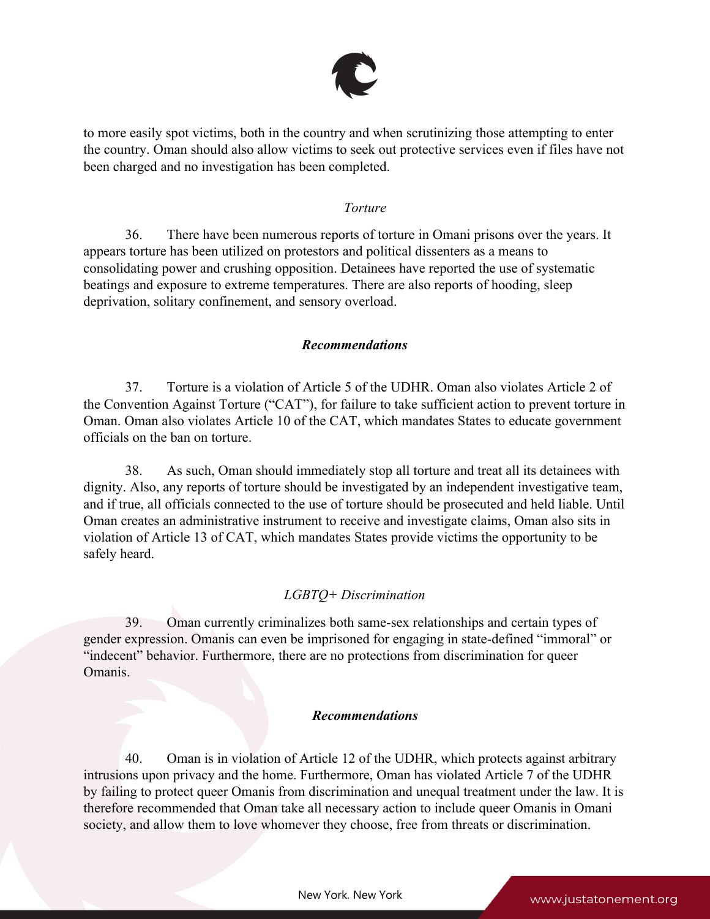to more easily spot victims, both in the country and when scrutinizing those attempting to enter the country. Oman should also allow victims to seek out protective services even if files have not been charged and no investigation has been completed.

*Torture*

36. There have been numerous reports of torture in Omani prisons over the years. It appears torture has been utilized on protestors and political dissenters as a means to consolidating power and crushing opposition. Detainees have reported the use of systematic beatings and exposure to extreme temperatures. There are also reports of hooding, sleep deprivation, solitary confinement, and sensory overload.

***Recommendations***

37. Torture is a violation of Article 5 of the UDHR. Oman also violates Article 2 of the Convention Against Torture ("CAT"), for failure to take sufficient action to prevent torture in Oman. Oman also violates Article 10 of the CAT, which mandates States to educate government officials on the ban on torture.

38. As such, Oman should immediately stop all torture and treat all its detainees with dignity. Also, any reports of torture should be investigated by an independent investigative team, and if true, all officials connected to the use of torture should be prosecuted and held liable. Until Oman creates an administrative instrument to receive and investigate claims, Oman also sits in violation of Article 13 of CAT, which mandates States provide victims the opportunity to be safely heard.

*LGBTQ+ Discrimination*

39. Oman currently criminalizes both same-sex relationships and certain types of gender expression. Omanis can even be imprisoned for engaging in state-defined "immoral" or "indecent" behavior. Furthermore, there are no protections from discrimination for queer Omanis.

***Recommendations***

40. Oman is in violation of Article 12 of the UDHR, which protects against arbitrary intrusions upon privacy and the home. Furthermore, Oman has violated Article 7 of the UDHR by failing to protect queer Omanis from discrimination and unequal treatment under the law. It is therefore recommended that Oman take all necessary action to include queer Omanis in Omani society, and allow them to love whomever they choose, free from threats or discrimination.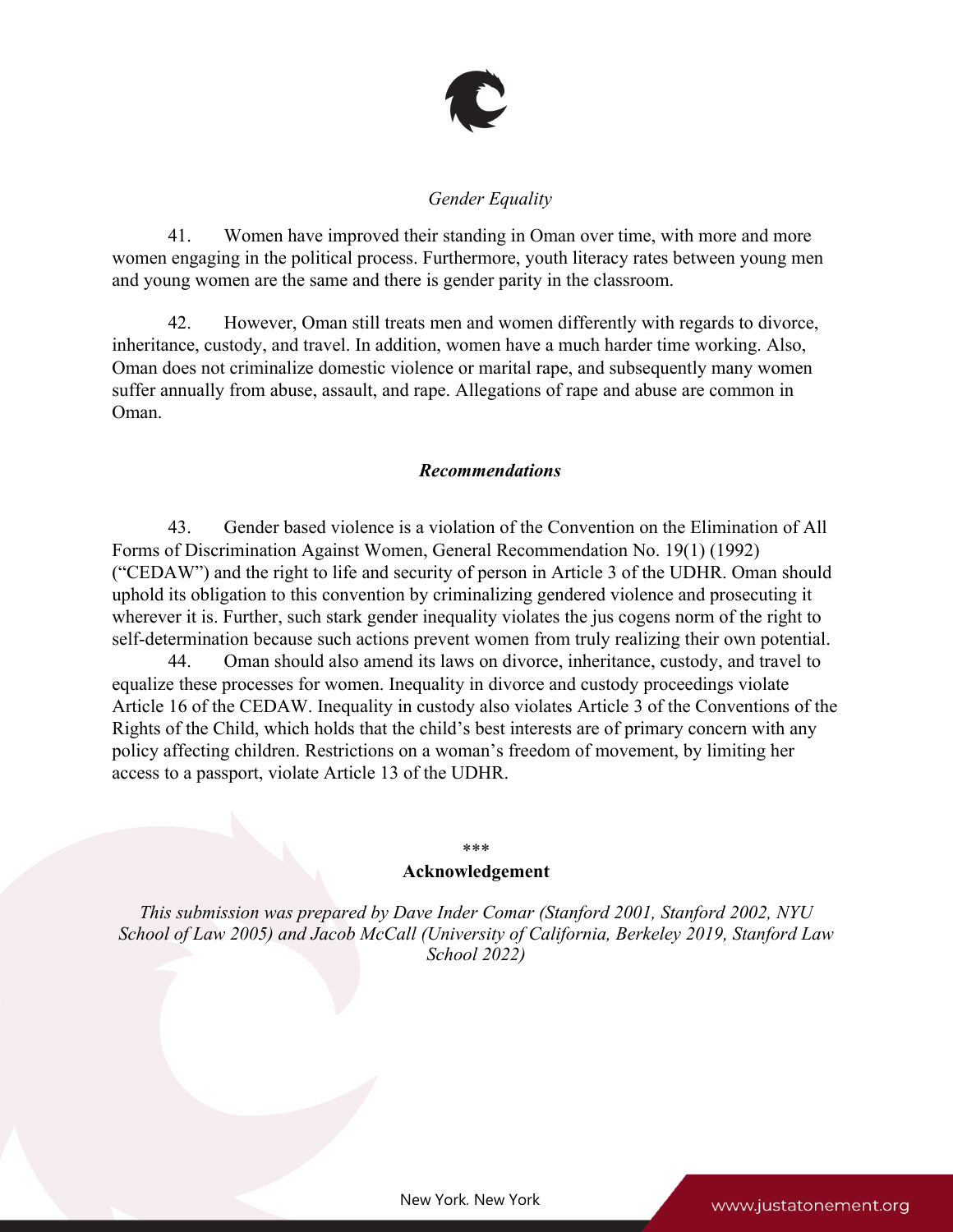*Gender Equality*

41. Women have improved their standing in Oman over time, with more and more women engaging in the political process. Furthermore, youth literacy rates between young men and young women are the same and there is gender parity in the classroom.

42. However, Oman still treats men and women differently with regards to divorce, inheritance, custody, and travel. In addition, women have a much harder time working. Also, Oman does not criminalize domestic violence or marital rape, and subsequently many women suffer annually from abuse, assault, and rape. Allegations of rape and abuse are common in Oman.

***Recommendations***

43. Gender based violence is a violation of the Convention on the Elimination of All Forms of Discrimination Against Women, General Recommendation No. 19(1) (1992) ("CEDAW") and the right to life and security of person in Article 3 of the UDHR. Oman should uphold its obligation to this convention by criminalizing gendered violence and prosecuting it wherever it is. Further, such stark gender inequality violates the jus cogens norm of the right to self-determination because such actions prevent women from truly realizing their own potential.

44. Oman should also amend its laws on divorce, inheritance, custody, and travel to equalize these processes for women. Inequality in divorce and custody proceedings violate Article 16 of the CEDAW. Inequality in custody also violates Article 3 of the Conventions of the Rights of the Child, which holds that the child's best interests are of primary concern with any policy affecting children. Restrictions on a woman's freedom of movement, by limiting her access to a passport, violate Article 13 of the UDHR.

***

**Acknowledgement**

*This submission was prepared by Dave Inder Comar (Stanford 2001, Stanford 2002, NYU School of Law 2005) and Jacob McCall (University of California, Berkeley 2019, Stanford Law School 2022)*